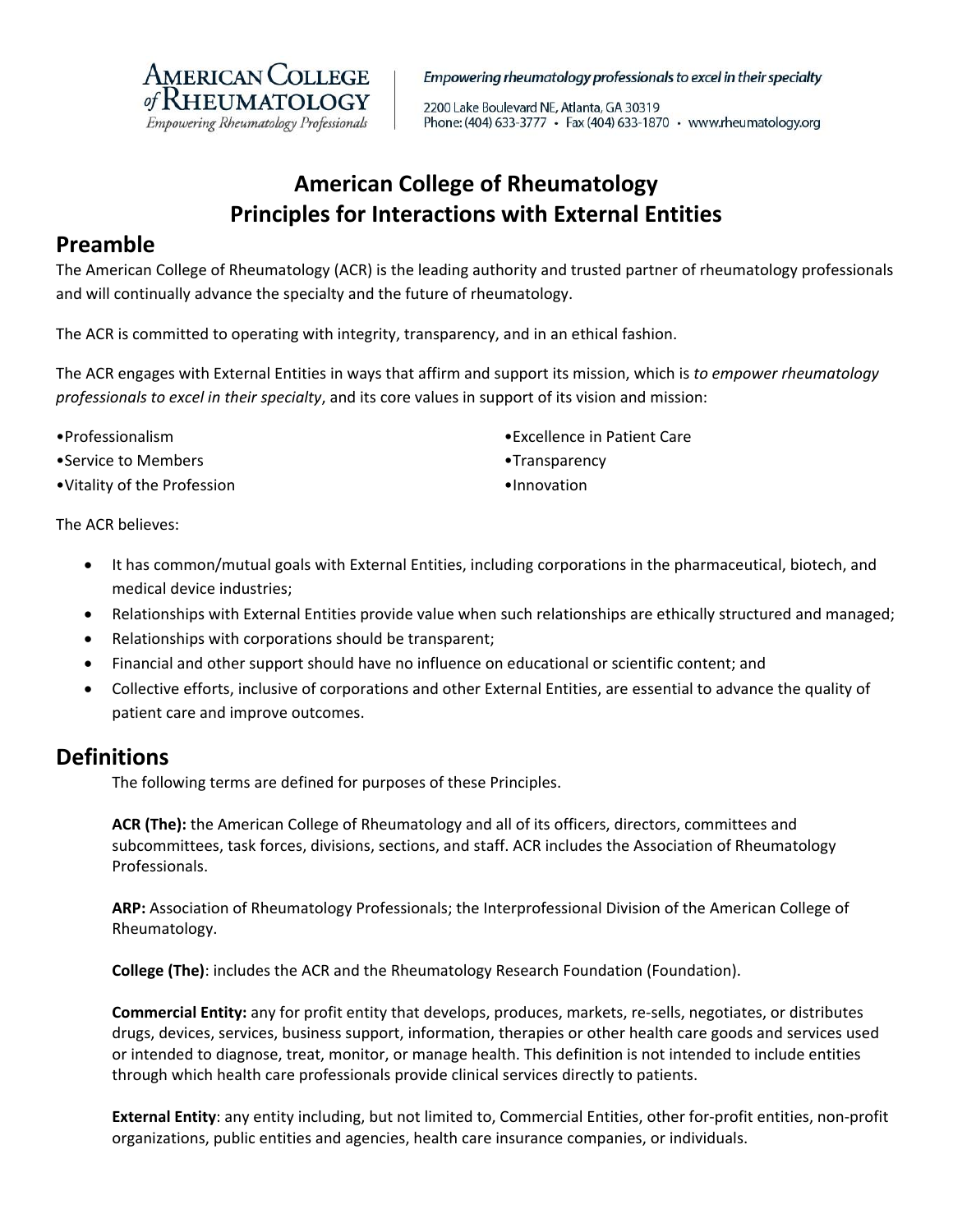AMERICAN COLLEGE of RHEUMATOLOGY
*Empowering Rheumatology Professionals*

*Empowering rheumatology professionals to excel in their specialty*

2200 Lake Boulevard NE, Atlanta, GA 30319
Phone: (404) 633-3777 • Fax (404) 633-1870 • www.rheumatology.org

# American College of Rheumatology
# Principles for Interactions with External Entities

## Preamble

The American College of Rheumatology (ACR) is the leading authority and trusted partner of rheumatology professionals and will continually advance the specialty and the future of rheumatology.

The ACR is committed to operating with integrity, transparency, and in an ethical fashion.

The ACR engages with External Entities in ways that affirm and support its mission, which is *to empower rheumatology professionals to excel in their specialty*, and its core values in support of its vision and mission:

- Professionalism
- Service to Members
- Vitality of the Profession
- Excellence in Patient Care
- Transparency
- Innovation

The ACR believes:

- It has common/mutual goals with External Entities, including corporations in the pharmaceutical, biotech, and medical device industries;
- Relationships with External Entities provide value when such relationships are ethically structured and managed;
- Relationships with corporations should be transparent;
- Financial and other support should have no influence on educational or scientific content; and
- Collective efforts, inclusive of corporations and other External Entities, are essential to advance the quality of patient care and improve outcomes.

## Definitions

The following terms are defined for purposes of these Principles.

**ACR (The):** the American College of Rheumatology and all of its officers, directors, committees and subcommittees, task forces, divisions, sections, and staff. ACR includes the Association of Rheumatology Professionals.

**ARP:** Association of Rheumatology Professionals; the Interprofessional Division of the American College of Rheumatology.

**College (The)**: includes the ACR and the Rheumatology Research Foundation (Foundation).

**Commercial Entity:** any for profit entity that develops, produces, markets, re-sells, negotiates, or distributes drugs, devices, services, business support, information, therapies or other health care goods and services used or intended to diagnose, treat, monitor, or manage health. This definition is not intended to include entities through which health care professionals provide clinical services directly to patients.

**External Entity**: any entity including, but not limited to, Commercial Entities, other for-profit entities, non-profit organizations, public entities and agencies, health care insurance companies, or individuals.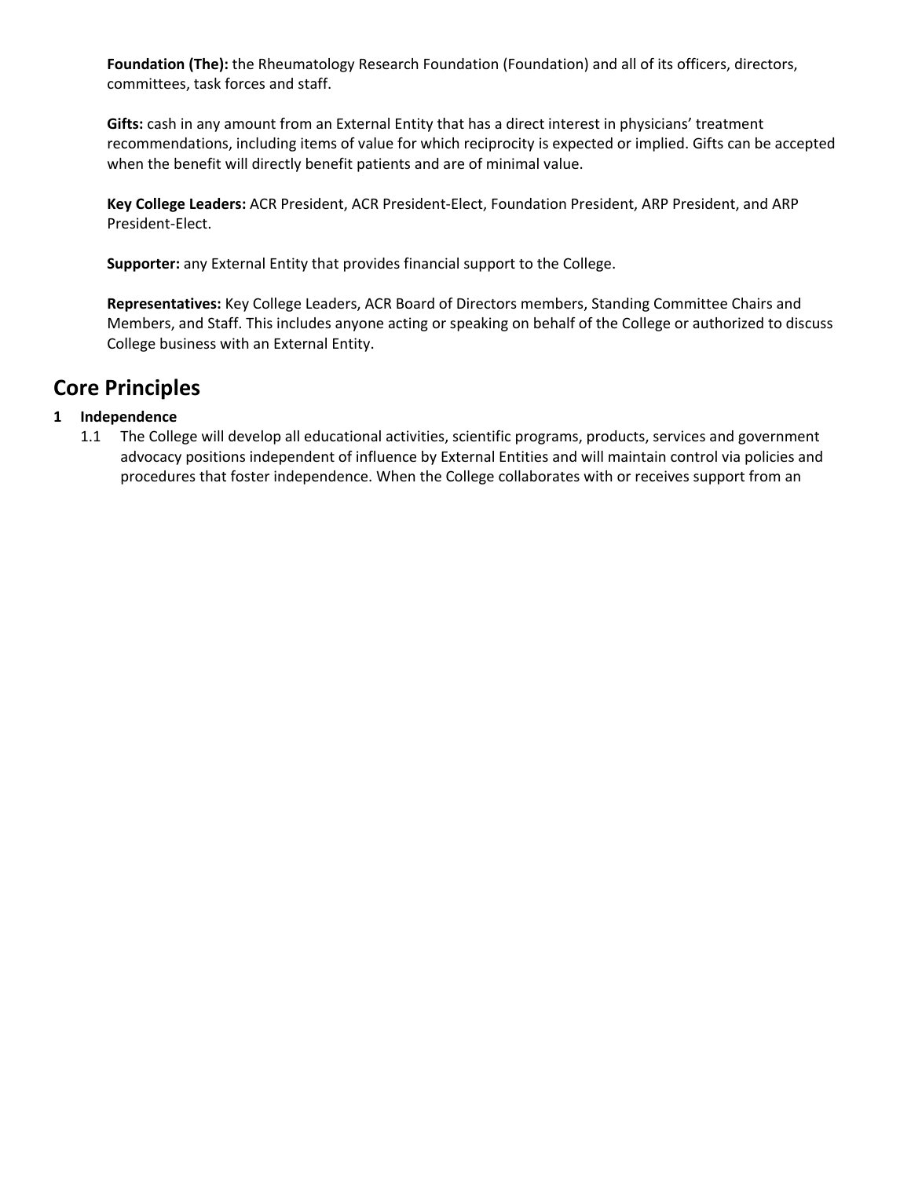**Foundation (The):** the Rheumatology Research Foundation (Foundation) and all of its officers, directors, committees, task forces and staff.

**Gifts:** cash in any amount from an External Entity that has a direct interest in physicians' treatment recommendations, including items of value for which reciprocity is expected or implied. Gifts can be accepted when the benefit will directly benefit patients and are of minimal value.

**Key College Leaders:** ACR President, ACR President-Elect, Foundation President, ARP President, and ARP President-Elect.

**Supporter:** any External Entity that provides financial support to the College.

**Representatives:** Key College Leaders, ACR Board of Directors members, Standing Committee Chairs and Members, and Staff. This includes anyone acting or speaking on behalf of the College or authorized to discuss College business with an External Entity.

## Core Principles

**1 Independence**

1.1 The College will develop all educational activities, scientific programs, products, services and government advocacy positions independent of influence by External Entities and will maintain control via policies and procedures that foster independence. When the College collaborates with or receives support from an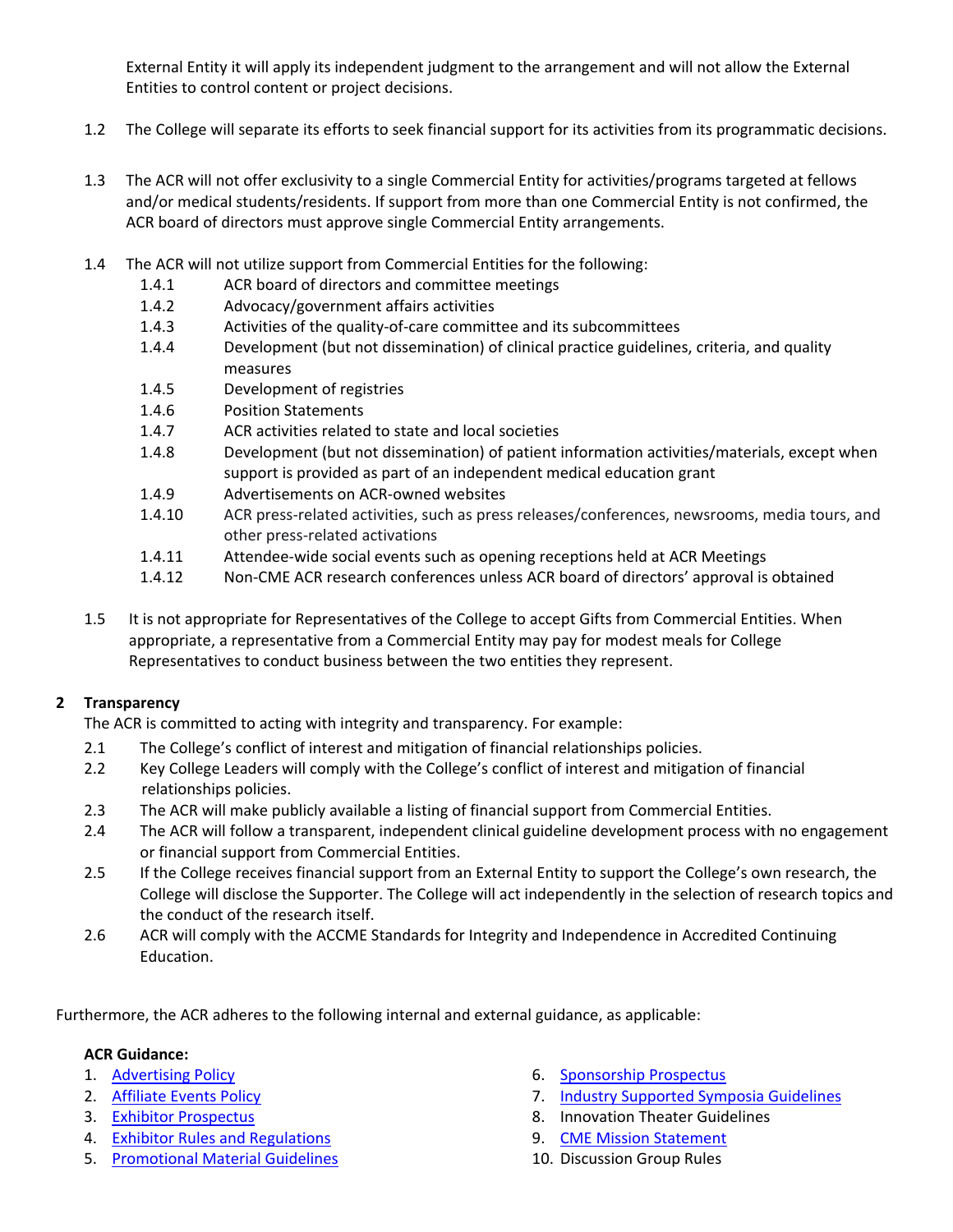External Entity it will apply its independent judgment to the arrangement and will not allow the External Entities to control content or project decisions.

1.2 The College will separate its efforts to seek financial support for its activities from its programmatic decisions.

1.3 The ACR will not offer exclusivity to a single Commercial Entity for activities/programs targeted at fellows and/or medical students/residents. If support from more than one Commercial Entity is not confirmed, the ACR board of directors must approve single Commercial Entity arrangements.

1.4 The ACR will not utilize support from Commercial Entities for the following:

- 1.4.1 ACR board of directors and committee meetings
- 1.4.2 Advocacy/government affairs activities
- 1.4.3 Activities of the quality-of-care committee and its subcommittees
- 1.4.4 Development (but not dissemination) of clinical practice guidelines, criteria, and quality measures
- 1.4.5 Development of registries
- 1.4.6 Position Statements
- 1.4.7 ACR activities related to state and local societies
- 1.4.8 Development (but not dissemination) of patient information activities/materials, except when support is provided as part of an independent medical education grant
- 1.4.9 Advertisements on ACR-owned websites
- 1.4.10 ACR press-related activities, such as press releases/conferences, newsrooms, media tours, and other press-related activations
- 1.4.11 Attendee-wide social events such as opening receptions held at ACR Meetings
- 1.4.12 Non-CME ACR research conferences unless ACR board of directors' approval is obtained

1.5 It is not appropriate for Representatives of the College to accept Gifts from Commercial Entities. When appropriate, a representative from a Commercial Entity may pay for modest meals for College Representatives to conduct business between the two entities they represent.

**2 Transparency**

The ACR is committed to acting with integrity and transparency. For example:

2.1 The College's conflict of interest and mitigation of financial relationships policies.

2.2 Key College Leaders will comply with the College's conflict of interest and mitigation of financial relationships policies.

2.3 The ACR will make publicly available a listing of financial support from Commercial Entities.

2.4 The ACR will follow a transparent, independent clinical guideline development process with no engagement or financial support from Commercial Entities.

2.5 If the College receives financial support from an External Entity to support the College's own research, the College will disclose the Supporter. The College will act independently in the selection of research topics and the conduct of the research itself.

2.6 ACR will comply with the ACCME Standards for Integrity and Independence in Accredited Continuing Education.

Furthermore, the ACR adheres to the following internal and external guidance, as applicable:

**ACR Guidance:**

1. Advertising Policy
2. Affiliate Events Policy
3. Exhibitor Prospectus
4. Exhibitor Rules and Regulations
5. Promotional Material Guidelines
6. Sponsorship Prospectus
7. Industry Supported Symposia Guidelines
8. Innovation Theater Guidelines
9. CME Mission Statement
10. Discussion Group Rules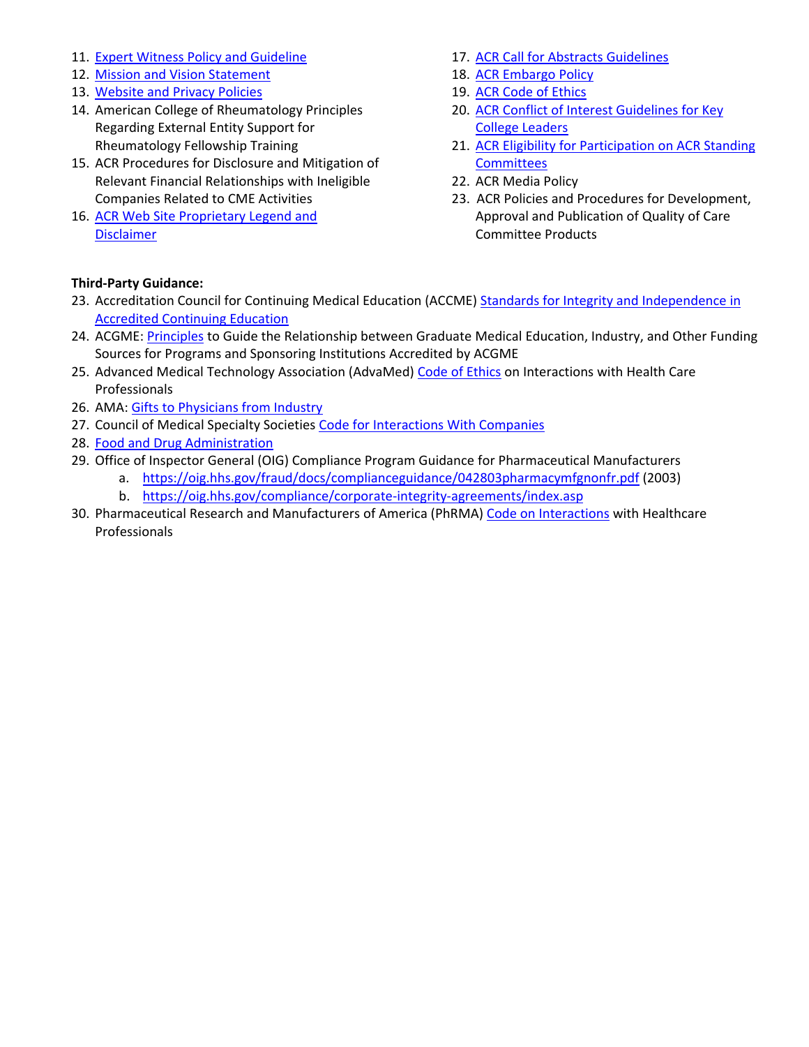11. Expert Witness Policy and Guideline
12. Mission and Vision Statement
13. Website and Privacy Policies
14. American College of Rheumatology Principles Regarding External Entity Support for Rheumatology Fellowship Training
15. ACR Procedures for Disclosure and Mitigation of Relevant Financial Relationships with Ineligible Companies Related to CME Activities
16. ACR Web Site Proprietary Legend and Disclaimer
17. ACR Call for Abstracts Guidelines
18. ACR Embargo Policy
19. ACR Code of Ethics
20. ACR Conflict of Interest Guidelines for Key College Leaders
21. ACR Eligibility for Participation on ACR Standing Committees
22. ACR Media Policy
23. ACR Policies and Procedures for Development, Approval and Publication of Quality of Care Committee Products

**Third-Party Guidance:**

23. Accreditation Council for Continuing Medical Education (ACCME) Standards for Integrity and Independence in Accredited Continuing Education
24. ACGME: Principles to Guide the Relationship between Graduate Medical Education, Industry, and Other Funding Sources for Programs and Sponsoring Institutions Accredited by ACGME
25. Advanced Medical Technology Association (AdvaMed) Code of Ethics on Interactions with Health Care Professionals
26. AMA: Gifts to Physicians from Industry
27. Council of Medical Specialty Societies Code for Interactions With Companies
28. Food and Drug Administration
29. Office of Inspector General (OIG) Compliance Program Guidance for Pharmaceutical Manufacturers
    a. https://oig.hhs.gov/fraud/docs/complianceguidance/042803pharmacymfgnonfr.pdf (2003)
    b. https://oig.hhs.gov/compliance/corporate-integrity-agreements/index.asp
30. Pharmaceutical Research and Manufacturers of America (PhRMA) Code on Interactions with Healthcare Professionals